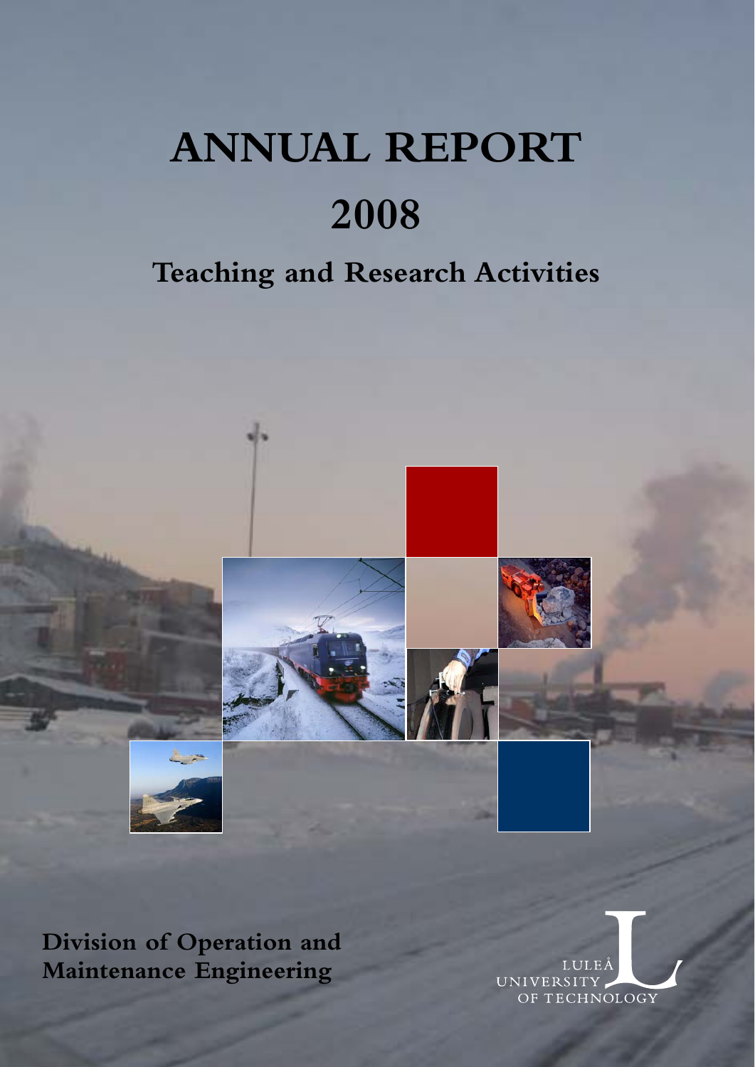# ANNUAL REPORT 2008

## Teaching and Research Activities

**Division of Operation and Maintenance Engineering**

LULEÅ UNIVERSITY OF TECHNOLOGY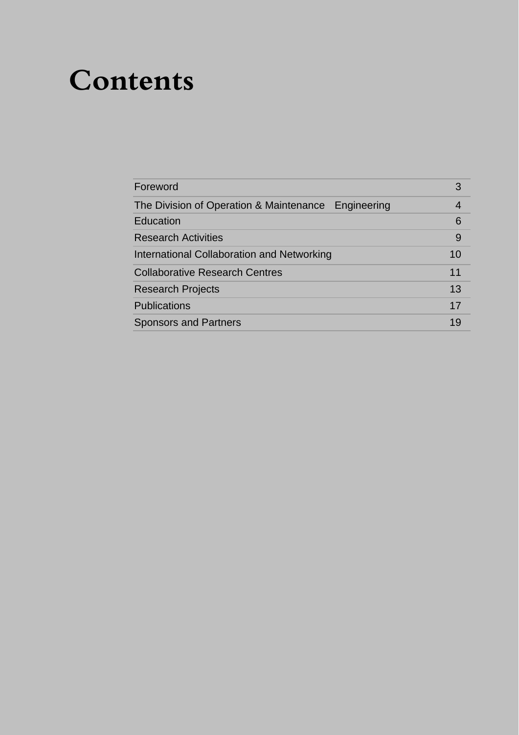# Contents

| | |
|---|---|
| Foreword | 3 |
| The Division of Operation & Maintenance Engineering | 4 |
| Education | 6 |
| Research Activities | 9 |
| International Collaboration and Networking | 10 |
| Collaborative Research Centres | 11 |
| Research Projects | 13 |
| Publications | 17 |
| Sponsors and Partners | 19 |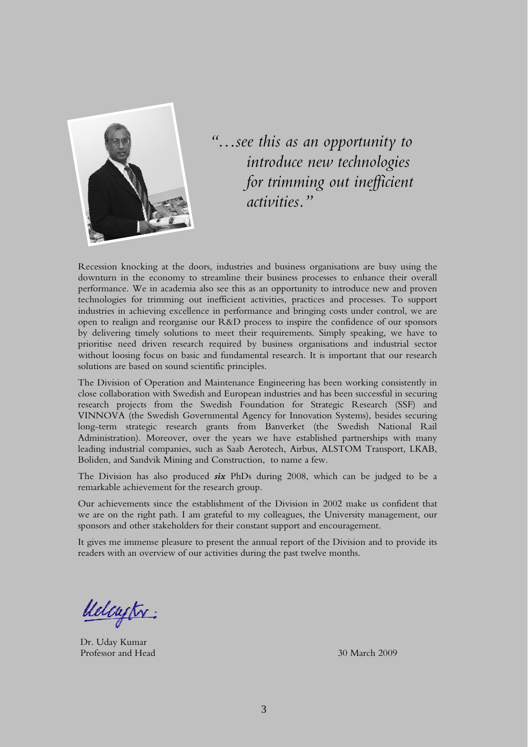*"…see this as an opportunity to introduce new technologies for trimming out inefficient activities."*

Recession knocking at the doors, industries and business organisations are busy using the downturn in the economy to streamline their business processes to enhance their overall performance. We in academia also see this as an opportunity to introduce new and proven technologies for trimming out inefficient activities, practices and processes. To support industries in achieving excellence in performance and bringing costs under control, we are open to realign and reorganise our R&D process to inspire the confidence of our sponsors by delivering timely solutions to meet their requirements. Simply speaking, we have to prioritise need driven research required by business organisations and industrial sector without loosing focus on basic and fundamental research. It is important that our research solutions are based on sound scientific principles.

The Division of Operation and Maintenance Engineering has been working consistently in close collaboration with Swedish and European industries and has been successful in securing research projects from the Swedish Foundation for Strategic Research (SSF) and VINNOVA (the Swedish Governmental Agency for Innovation Systems), besides securing long-term strategic research grants from Banverket (the Swedish National Rail Administration). Moreover, over the years we have established partnerships with many leading industrial companies, such as Saab Aerotech, Airbus, ALSTOM Transport, LKAB, Boliden, and Sandvik Mining and Construction, to name a few.

The Division has also produced ***six*** PhDs during 2008, which can be judged to be a remarkable achievement for the research group.

Our achievements since the establishment of the Division in 2002 make us confident that we are on the right path. I am grateful to my colleagues, the University management, our sponsors and other stakeholders for their constant support and encouragement.

It gives me immense pleasure to present the annual report of the Division and to provide its readers with an overview of our activities during the past twelve months.

Dr. Uday Kumar
Professor and Head

30 March 2009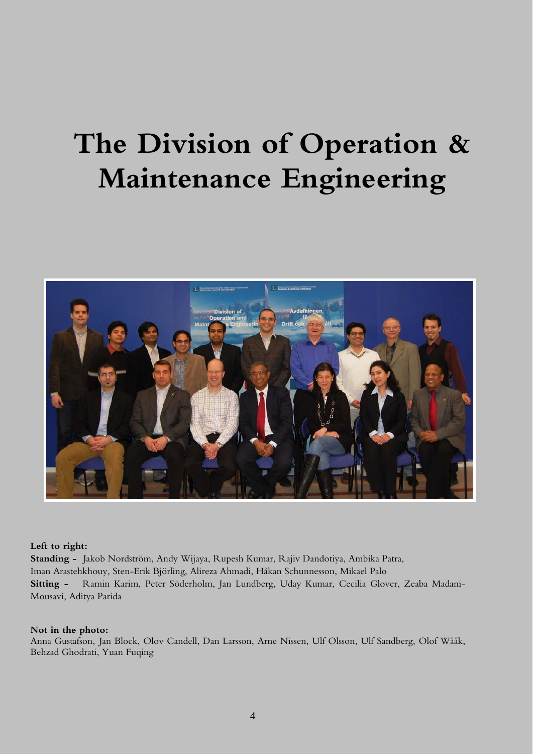# The Division of Operation & Maintenance Engineering

**Left to right:**

**Standing -** Jakob Nordström, Andy Wijaya, Rupesh Kumar, Rajiv Dandotiya, Ambika Patra, Iman Arastehkhouy, Sten-Erik Björling, Alireza Ahmadi, Håkan Schunnesson, Mikael Palo

**Sitting -** Ramin Karim, Peter Söderholm, Jan Lundberg, Uday Kumar, Cecilia Glover, Zeaba Madani-Mousavi, Aditya Parida

**Not in the photo:**

Anna Gustafson, Jan Block, Olov Candell, Dan Larsson, Arne Nissen, Ulf Olsson, Ulf Sandberg, Olof Wååk, Behzad Ghodrati, Yuan Fuqing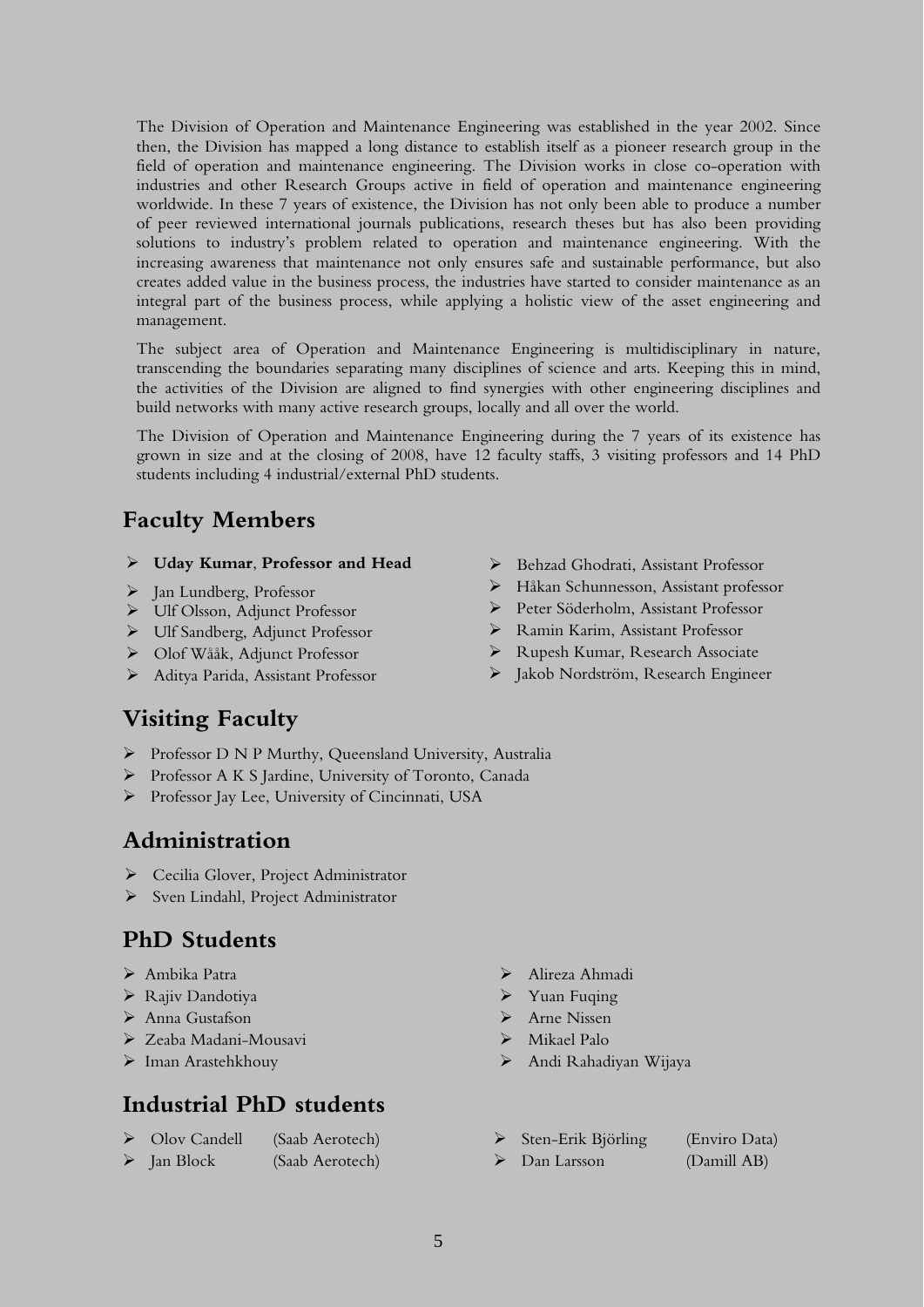The Division of Operation and Maintenance Engineering was established in the year 2002. Since then, the Division has mapped a long distance to establish itself as a pioneer research group in the field of operation and maintenance engineering. The Division works in close co-operation with industries and other Research Groups active in field of operation and maintenance engineering worldwide. In these 7 years of existence, the Division has not only been able to produce a number of peer reviewed international journals publications, research theses but has also been providing solutions to industry's problem related to operation and maintenance engineering. With the increasing awareness that maintenance not only ensures safe and sustainable performance, but also creates added value in the business process, the industries have started to consider maintenance as an integral part of the business process, while applying a holistic view of the asset engineering and management.

The subject area of Operation and Maintenance Engineering is multidisciplinary in nature, transcending the boundaries separating many disciplines of science and arts. Keeping this in mind, the activities of the Division are aligned to find synergies with other engineering disciplines and build networks with many active research groups, locally and all over the world.

The Division of Operation and Maintenance Engineering during the 7 years of its existence has grown in size and at the closing of 2008, have 12 faculty staffs, 3 visiting professors and 14 PhD students including 4 industrial/external PhD students.

## Faculty Members

- **Uday Kumar, Professor and Head**
- Jan Lundberg, Professor
- Ulf Olsson, Adjunct Professor
- Ulf Sandberg, Adjunct Professor
- Olof Wååk, Adjunct Professor
- Aditya Parida, Assistant Professor
- Behzad Ghodrati, Assistant Professor
- Håkan Schunnesson, Assistant professor
- Peter Söderholm, Assistant Professor
- Ramin Karim, Assistant Professor
- Rupesh Kumar, Research Associate
- Jakob Nordström, Research Engineer

## Visiting Faculty

- Professor D N P Murthy, Queensland University, Australia
- Professor A K S Jardine, University of Toronto, Canada
- Professor Jay Lee, University of Cincinnati, USA

## Administration

- Cecilia Glover, Project Administrator
- Sven Lindahl, Project Administrator

## PhD Students

- Ambika Patra
- Rajiv Dandotiya
- Anna Gustafson
- Zeaba Madani-Mousavi
- Iman Arastehkhouy
- Alireza Ahmadi
- Yuan Fuqing
- Arne Nissen
- Mikael Palo
- Andi Rahadiyan Wijaya

## Industrial PhD students

- Olov Candell (Saab Aerotech)
- Jan Block (Saab Aerotech)
- Sten-Erik Björling (Enviro Data)
- Dan Larsson (Damill AB)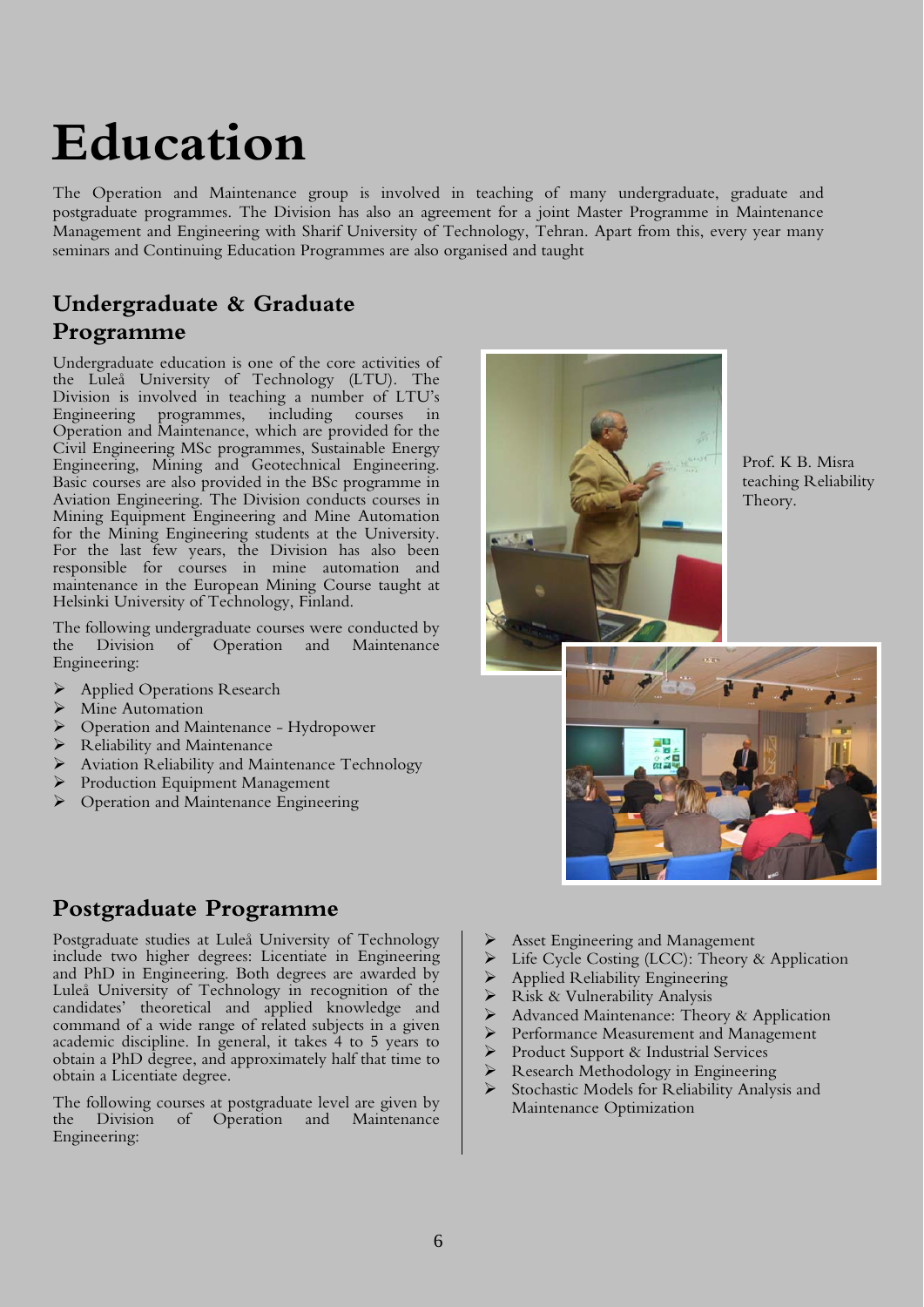# Education

The Operation and Maintenance group is involved in teaching of many undergraduate, graduate and postgraduate programmes. The Division has also an agreement for a joint Master Programme in Maintenance Management and Engineering with Sharif University of Technology, Tehran. Apart from this, every year many seminars and Continuing Education Programmes are also organised and taught

## Undergraduate & Graduate Programme

Undergraduate education is one of the core activities of the Luleå University of Technology (LTU). The Division is involved in teaching a number of LTU's Engineering programmes, including courses in Operation and Maintenance, which are provided for the Civil Engineering MSc programmes, Sustainable Energy Engineering, Mining and Geotechnical Engineering. Basic courses are also provided in the BSc programme in Aviation Engineering. The Division conducts courses in Mining Equipment Engineering and Mine Automation for the Mining Engineering students at the University. For the last few years, the Division has also been responsible for courses in mine automation and maintenance in the European Mining Course taught at Helsinki University of Technology, Finland.

The following undergraduate courses were conducted by the Division of Operation and Maintenance Engineering:

- Applied Operations Research
- Mine Automation
- Operation and Maintenance - Hydropower
- Reliability and Maintenance
- Aviation Reliability and Maintenance Technology
- Production Equipment Management
- Operation and Maintenance Engineering

Prof. K B. Misra teaching Reliability Theory.

## Postgraduate Programme

Postgraduate studies at Luleå University of Technology include two higher degrees: Licentiate in Engineering and PhD in Engineering. Both degrees are awarded by Luleå University of Technology in recognition of the candidates' theoretical and applied knowledge and command of a wide range of related subjects in a given academic discipline. In general, it takes 4 to 5 years to obtain a PhD degree, and approximately half that time to obtain a Licentiate degree.

The following courses at postgraduate level are given by the Division of Operation and Maintenance Engineering:

- Asset Engineering and Management
- Life Cycle Costing (LCC): Theory & Application
- Applied Reliability Engineering
- Risk & Vulnerability Analysis
- Advanced Maintenance: Theory & Application
- Performance Measurement and Management
- Product Support & Industrial Services
- Research Methodology in Engineering
- Stochastic Models for Reliability Analysis and Maintenance Optimization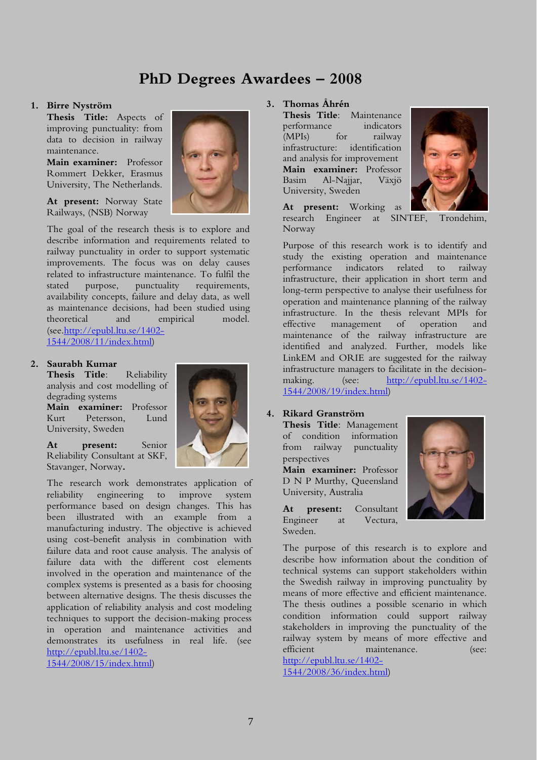# PhD Degrees Awardees – 2008

1. **Birre Nyström**

   **Thesis Title:** Aspects of improving punctuality: from data to decision in railway maintenance.

   **Main examiner:** Professor Rommert Dekker, Erasmus University, The Netherlands.

   **At present:** Norway State Railways, (NSB) Norway

   The goal of the research thesis is to explore and describe information and requirements related to railway punctuality in order to support systematic improvements. The focus was on delay causes related to infrastructure maintenance. To fulfil the stated purpose, punctuality requirements, availability concepts, failure and delay data, as well as maintenance decisions, had been studied using theoretical and empirical model. (see.http://epubl.ltu.se/1402-1544/2008/11/index.html)

2. **Saurabh Kumar**

   **Thesis Title**: Reliability analysis and cost modelling of degrading systems

   **Main examiner:** Professor Kurt Petersson, Lund University, Sweden

   **At present:** Senior Reliability Consultant at SKF, Stavanger, Norway.

   The research work demonstrates application of reliability engineering to improve system performance based on design changes. This has been illustrated with an example from a manufacturing industry. The objective is achieved using cost-benefit analysis in combination with failure data and root cause analysis. The analysis of failure data with the different cost elements involved in the operation and maintenance of the complex systems is presented as a basis for choosing between alternative designs. The thesis discusses the application of reliability analysis and cost modeling techniques to support the decision-making process in operation and maintenance activities and demonstrates its usefulness in real life. (see http://epubl.ltu.se/1402-1544/2008/15/index.html)

3. **Thomas Åhrén**

   **Thesis Title**: Maintenance performance indicators (MPIs) for railway infrastructure: identification and analysis for improvement

   **Main examiner:** Professor Basim Al-Najjar, Växjö University, Sweden

   **At present:** Working as research Engineer at SINTEF, Trondehim, Norway

   Purpose of this research work is to identify and study the existing operation and maintenance performance indicators related to railway infrastructure, their application in short term and long-term perspective to analyse their usefulness for operation and maintenance planning of the railway infrastructure. In the thesis relevant MPIs for effective management of operation and maintenance of the railway infrastructure are identified and analyzed. Further, models like LinkEM and ORIE are suggested for the railway infrastructure managers to facilitate in the decision-making. (see: http://epubl.ltu.se/1402-1544/2008/19/index.html)

4. **Rikard Granström**

   **Thesis Title**: Management of condition information from railway punctuality perspectives

   **Main examiner:** Professor D N P Murthy, Queensland University, Australia

   **At present:** Consultant Engineer at Vectura, Sweden.

   The purpose of this research is to explore and describe how information about the condition of technical systems can support stakeholders within the Swedish railway in improving punctuality by means of more effective and efficient maintenance. The thesis outlines a possible scenario in which condition information could support railway stakeholders in improving the punctuality of the railway system by means of more effective and efficient maintenance. (see: http://epubl.ltu.se/1402-1544/2008/36/index.html)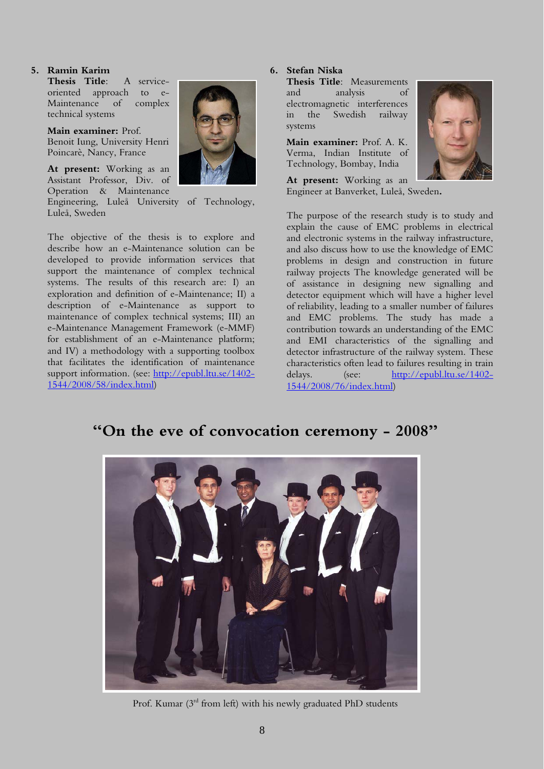5. **Ramin Karim**

**Thesis Title**: A service-oriented approach to e-Maintenance of complex technical systems

**Main examiner:** Prof. Benoit Iung, University Henri Poincarè, Nancy, France

**At present:** Working as an Assistant Professor, Div. of Operation & Maintenance Engineering, Luleå University of Technology, Luleå, Sweden

The objective of the thesis is to explore and describe how an e-Maintenance solution can be developed to provide information services that support the maintenance of complex technical systems. The results of this research are: I) an exploration and definition of e-Maintenance; II) a description of e-Maintenance as support to maintenance of complex technical systems; III) an e-Maintenance Management Framework (e-MMF) for establishment of an e-Maintenance platform; and IV) a methodology with a supporting toolbox that facilitates the identification of maintenance support information. (see: http://epubl.ltu.se/1402-1544/2008/58/index.html)

6. **Stefan Niska**

**Thesis Title**: Measurements and analysis of electromagnetic interferences in the Swedish railway systems

**Main examiner:** Prof. A. K. Verma, Indian Institute of Technology, Bombay, India

**At present:** Working as an Engineer at Banverket, Luleå, Sweden**.**

The purpose of the research study is to study and explain the cause of EMC problems in electrical and electronic systems in the railway infrastructure, and also discuss how to use the knowledge of EMC problems in design and construction in future railway projects The knowledge generated will be of assistance in designing new signalling and detector equipment which will have a higher level of reliability, leading to a smaller number of failures and EMC problems. The study has made a contribution towards an understanding of the EMC and EMI characteristics of the signalling and detector infrastructure of the railway system. These characteristics often lead to failures resulting in train delays. (see: http://epubl.ltu.se/1402-1544/2008/76/index.html)

## "On the eve of convocation ceremony - 2008"

Prof. Kumar (3rd from left) with his newly graduated PhD students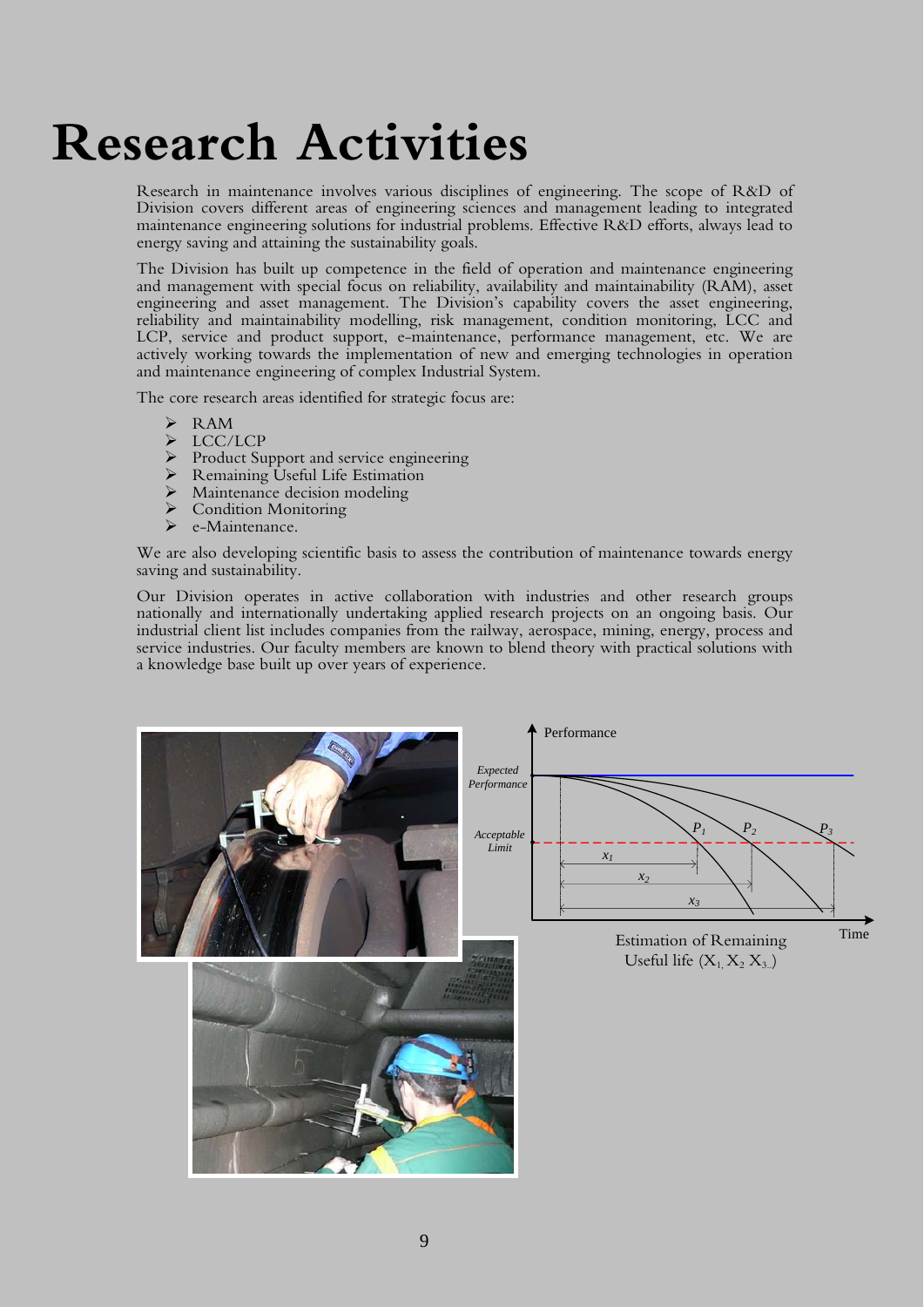# Research Activities

Research in maintenance involves various disciplines of engineering. The scope of R&D of Division covers different areas of engineering sciences and management leading to integrated maintenance engineering solutions for industrial problems. Effective R&D efforts, always lead to energy saving and attaining the sustainability goals.

The Division has built up competence in the field of operation and maintenance engineering and management with special focus on reliability, availability and maintainability (RAM), asset engineering and asset management. The Division's capability covers the asset engineering, reliability and maintainability modelling, risk management, condition monitoring, LCC and LCP, service and product support, e-maintenance, performance management, etc. We are actively working towards the implementation of new and emerging technologies in operation and maintenance engineering of complex Industrial System.

The core research areas identified for strategic focus are:

- RAM
- LCC/LCP
- Product Support and service engineering
- Remaining Useful Life Estimation
- Maintenance decision modeling
- Condition Monitoring
- e-Maintenance.

We are also developing scientific basis to assess the contribution of maintenance towards energy saving and sustainability.

Our Division operates in active collaboration with industries and other research groups nationally and internationally undertaking applied research projects on an ongoing basis. Our industrial client list includes companies from the railway, aerospace, mining, energy, process and service industries. Our faculty members are known to blend theory with practical solutions with a knowledge base built up over years of experience.

Estimation of Remaining Useful life ($X_1$, $X_2$, $X_3$...)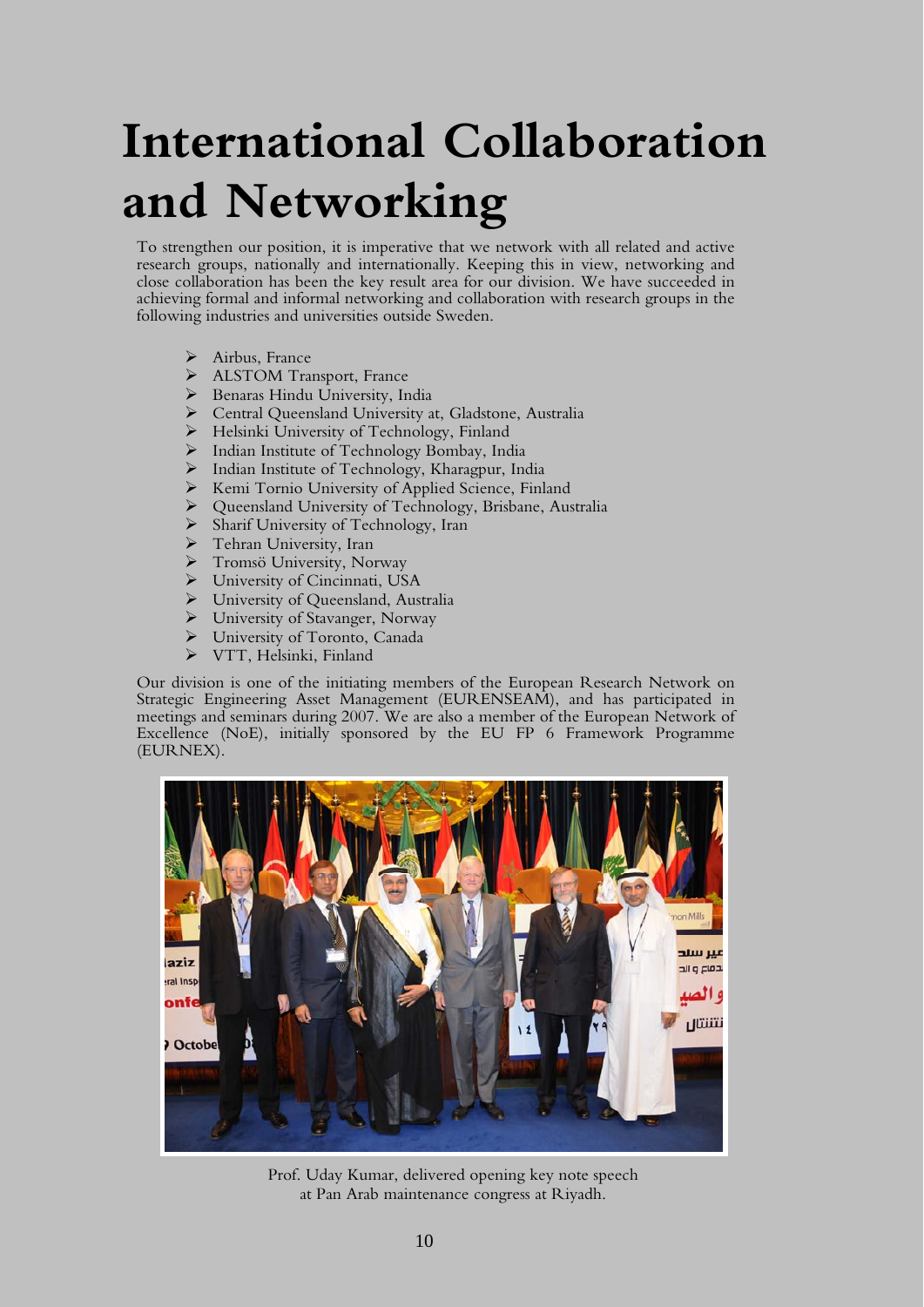# International Collaboration and Networking

To strengthen our position, it is imperative that we network with all related and active research groups, nationally and internationally. Keeping this in view, networking and close collaboration has been the key result area for our division. We have succeeded in achieving formal and informal networking and collaboration with research groups in the following industries and universities outside Sweden.

- Airbus, France
- ALSTOM Transport, France
- Benaras Hindu University, India
- Central Queensland University at, Gladstone, Australia
- Helsinki University of Technology, Finland
- Indian Institute of Technology Bombay, India
- Indian Institute of Technology, Kharagpur, India
- Kemi Tornio University of Applied Science, Finland
- Queensland University of Technology, Brisbane, Australia
- Sharif University of Technology, Iran
- Tehran University, Iran
- Tromsö University, Norway
- University of Cincinnati, USA
- University of Queensland, Australia
- University of Stavanger, Norway
- University of Toronto, Canada
- VTT, Helsinki, Finland

Our division is one of the initiating members of the European Research Network on Strategic Engineering Asset Management (EURENSEAM), and has participated in meetings and seminars during 2007. We are also a member of the European Network of Excellence (NoE), initially sponsored by the EU FP 6 Framework Programme (EURNEX).

Prof. Uday Kumar, delivered opening key note speech at Pan Arab maintenance congress at Riyadh.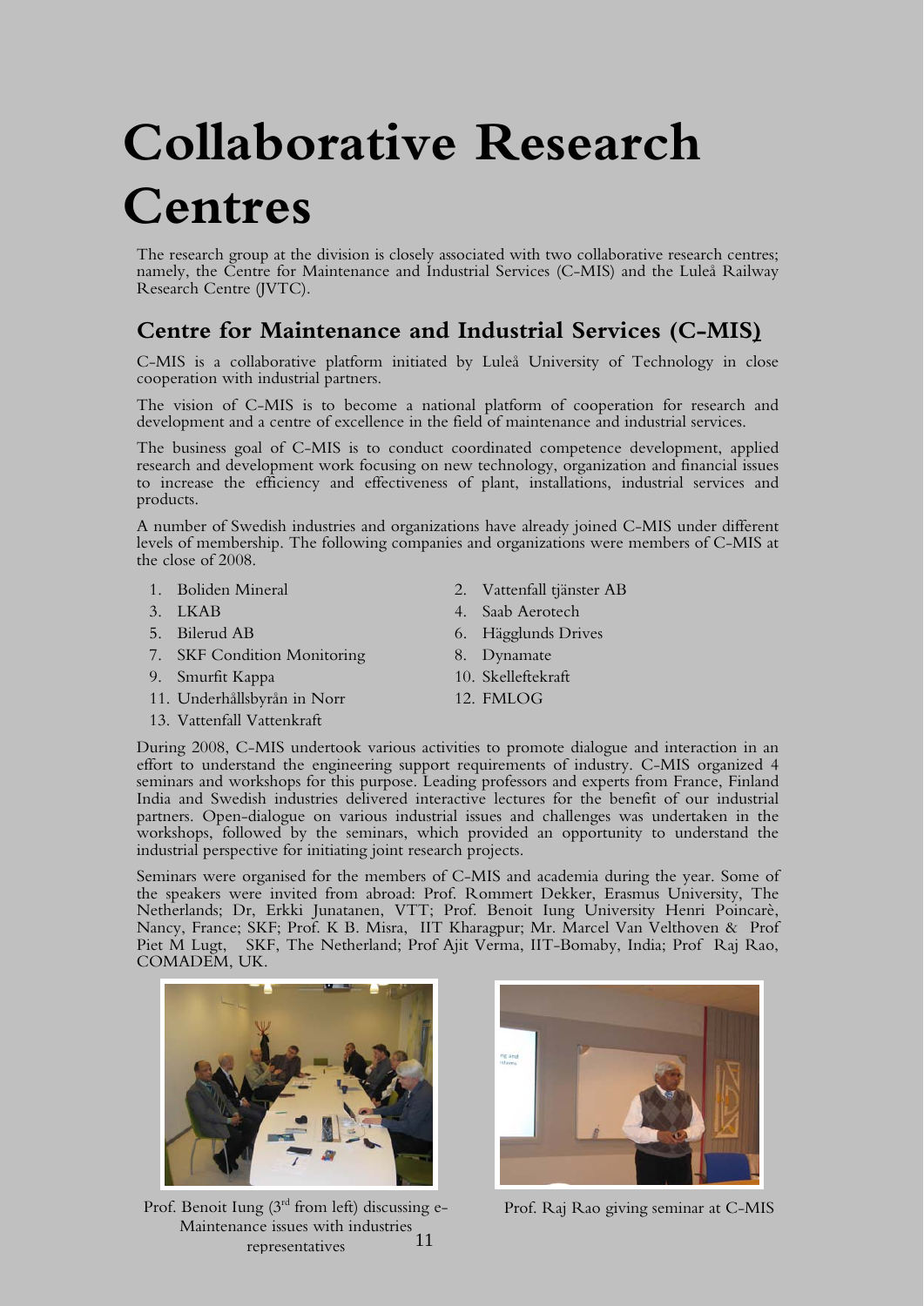# Collaborative Research Centres

The research group at the division is closely associated with two collaborative research centres; namely, the Centre for Maintenance and Industrial Services (C-MIS) and the Luleå Railway Research Centre (JVTC).

## Centre for Maintenance and Industrial Services (C-MIS)

C-MIS is a collaborative platform initiated by Luleå University of Technology in close cooperation with industrial partners.

The vision of C-MIS is to become a national platform of cooperation for research and development and a centre of excellence in the field of maintenance and industrial services.

The business goal of C-MIS is to conduct coordinated competence development, applied research and development work focusing on new technology, organization and financial issues to increase the efficiency and effectiveness of plant, installations, industrial services and products.

A number of Swedish industries and organizations have already joined C-MIS under different levels of membership. The following companies and organizations were members of C-MIS at the close of 2008.

1. Boliden Mineral
2. Vattenfall tjänster AB
3. LKAB
4. Saab Aerotech
5. Bilerud AB
6. Hägglunds Drives
7. SKF Condition Monitoring
8. Dynamate
9. Smurfit Kappa
10. Skelleftekraft
11. Underhållsbyrån in Norr
12. FMLOG
13. Vattenfall Vattenkraft

During 2008, C-MIS undertook various activities to promote dialogue and interaction in an effort to understand the engineering support requirements of industry. C-MIS organized 4 seminars and workshops for this purpose. Leading professors and experts from France, Finland India and Swedish industries delivered interactive lectures for the benefit of our industrial partners. Open-dialogue on various industrial issues and challenges was undertaken in the workshops, followed by the seminars, which provided an opportunity to understand the industrial perspective for initiating joint research projects.

Seminars were organised for the members of C-MIS and academia during the year. Some of the speakers were invited from abroad: Prof. Rommert Dekker, Erasmus University, The Netherlands; Dr, Erkki Junatanen, VTT; Prof. Benoit Iung University Henri Poincarè, Nancy, France; SKF; Prof. K B. Misra, IIT Kharagpur; Mr. Marcel Van Velthoven & Prof Piet M Lugt, SKF, The Netherland; Prof Ajit Verma, IIT-Bomaby, India; Prof Raj Rao, COMADEM, UK.

Prof. Benoit Iung (3rd from left) discussing e-Maintenance issues with industries representatives

Prof. Raj Rao giving seminar at C-MIS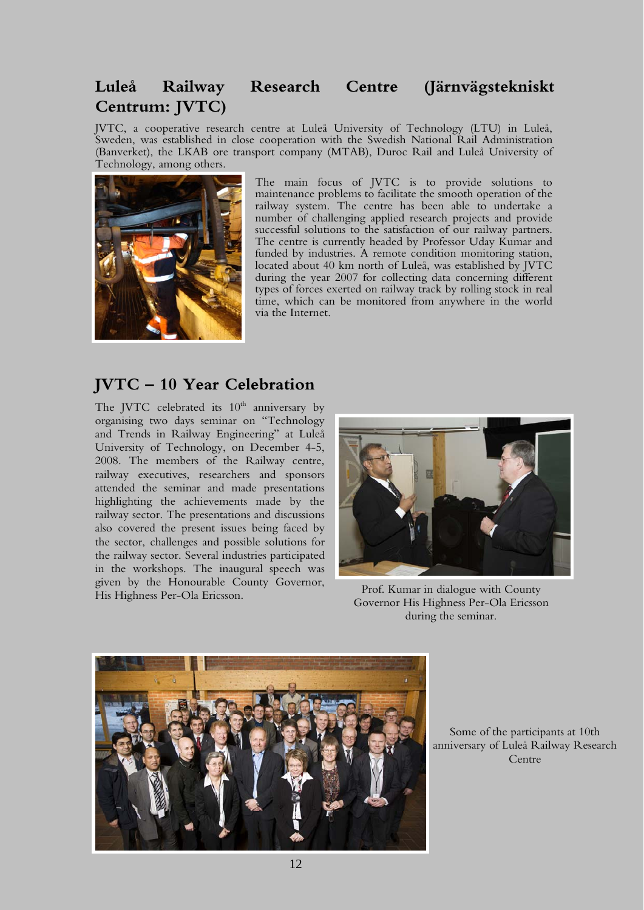## Luleå Railway Research Centre (Järnvägstekniskt Centrum: JVTC)

JVTC, a cooperative research centre at Luleå University of Technology (LTU) in Luleå, Sweden, was established in close cooperation with the Swedish National Rail Administration (Banverket), the LKAB ore transport company (MTAB), Duroc Rail and Luleå University of Technology, among others.

The main focus of JVTC is to provide solutions to maintenance problems to facilitate the smooth operation of the railway system. The centre has been able to undertake a number of challenging applied research projects and provide successful solutions to the satisfaction of our railway partners. The centre is currently headed by Professor Uday Kumar and funded by industries. A remote condition monitoring station, located about 40 km north of Luleå, was established by JVTC during the year 2007 for collecting data concerning different types of forces exerted on railway track by rolling stock in real time, which can be monitored from anywhere in the world via the Internet.

## JVTC – 10 Year Celebration

The JVTC celebrated its 10th anniversary by organising two days seminar on "Technology and Trends in Railway Engineering" at Luleå University of Technology, on December 4-5, 2008. The members of the Railway centre, railway executives, researchers and sponsors attended the seminar and made presentations highlighting the achievements made by the railway sector. The presentations and discussions also covered the present issues being faced by the sector, challenges and possible solutions for the railway sector. Several industries participated in the workshops. The inaugural speech was given by the Honourable County Governor, His Highness Per-Ola Ericsson.

Prof. Kumar in dialogue with County Governor His Highness Per-Ola Ericsson during the seminar.

Some of the participants at 10th anniversary of Luleå Railway Research Centre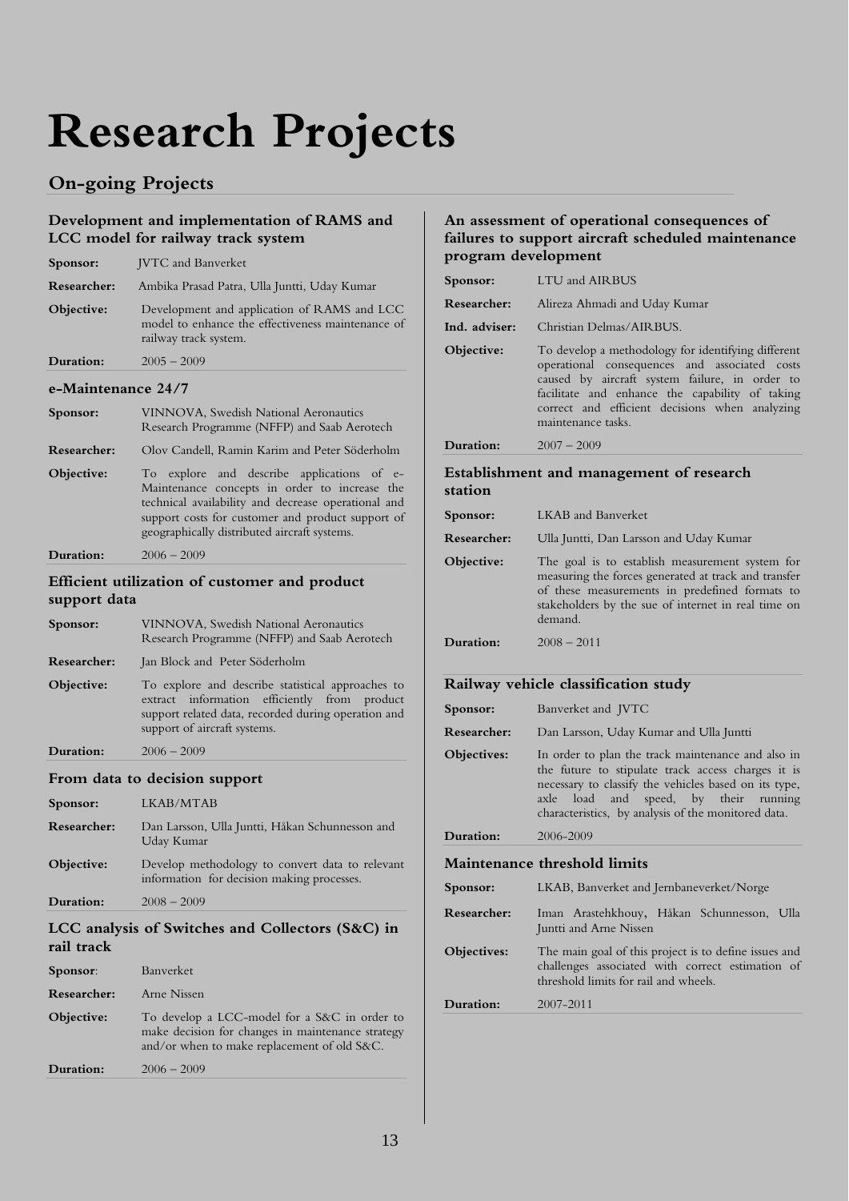# Research Projects

## On-going Projects

### Development and implementation of RAMS and LCC model for railway track system

**Sponsor:** JVTC and Banverket

**Researcher:** Ambika Prasad Patra, Ulla Juntti, Uday Kumar

**Objective:** Development and application of RAMS and LCC model to enhance the effectiveness maintenance of railway track system.

**Duration:** 2005 – 2009

### e-Maintenance 24/7

**Sponsor:** VINNOVA, Swedish National Aeronautics Research Programme (NFFP) and Saab Aerotech

**Researcher:** Olov Candell, Ramin Karim and Peter Söderholm

**Objective:** To explore and describe applications of e-Maintenance concepts in order to increase the technical availability and decrease operational and support costs for customer and product support of geographically distributed aircraft systems.

**Duration:** 2006 – 2009

### Efficient utilization of customer and product support data

**Sponsor:** VINNOVA, Swedish National Aeronautics Research Programme (NFFP) and Saab Aerotech

**Researcher:** Jan Block and Peter Söderholm

**Objective:** To explore and describe statistical approaches to extract information efficiently from product support related data, recorded during operation and support of aircraft systems.

**Duration:** 2006 – 2009

### From data to decision support

**Sponsor:** LKAB/MTAB

**Researcher:** Dan Larsson, Ulla Juntti, Håkan Schunnesson and Uday Kumar

**Objective:** Develop methodology to convert data to relevant information for decision making processes.

**Duration:** 2008 – 2009

### LCC analysis of Switches and Collectors (S&C) in rail track

**Sponsor**: Banverket

**Researcher:** Arne Nissen

**Objective:** To develop a LCC-model for a S&C in order to make decision for changes in maintenance strategy and/or when to make replacement of old S&C.

**Duration:** 2006 – 2009

### An assessment of operational consequences of failures to support aircraft scheduled maintenance program development

**Sponsor:** LTU and AIRBUS

**Researcher:** Alireza Ahmadi and Uday Kumar

**Ind. adviser:** Christian Delmas/AIRBUS.

**Objective:** To develop a methodology for identifying different operational consequences and associated costs caused by aircraft system failure, in order to facilitate and enhance the capability of taking correct and efficient decisions when analyzing maintenance tasks.

**Duration:** 2007 – 2009

### Establishment and management of research station

**Sponsor:** LKAB and Banverket

**Researcher:** Ulla Juntti, Dan Larsson and Uday Kumar

**Objective:** The goal is to establish measurement system for measuring the forces generated at track and transfer of these measurements in predefined formats to stakeholders by the sue of internet in real time on demand.

**Duration:** 2008 – 2011

### Railway vehicle classification study

**Sponsor:** Banverket and JVTC

**Researcher:** Dan Larsson, Uday Kumar and Ulla Juntti

**Objectives:** In order to plan the track maintenance and also in the future to stipulate track access charges it is necessary to classify the vehicles based on its type, axle load and speed, by their running characteristics, by analysis of the monitored data.

**Duration:** 2006-2009

### Maintenance threshold limits

**Sponsor:** LKAB, Banverket and Jernbaneverket/Norge

**Researcher:** Iman Arastehkhouy, Håkan Schunnesson, Ulla Juntti and Arne Nissen

**Objectives:** The main goal of this project is to define issues and challenges associated with correct estimation of threshold limits for rail and wheels.

**Duration:** 2007-2011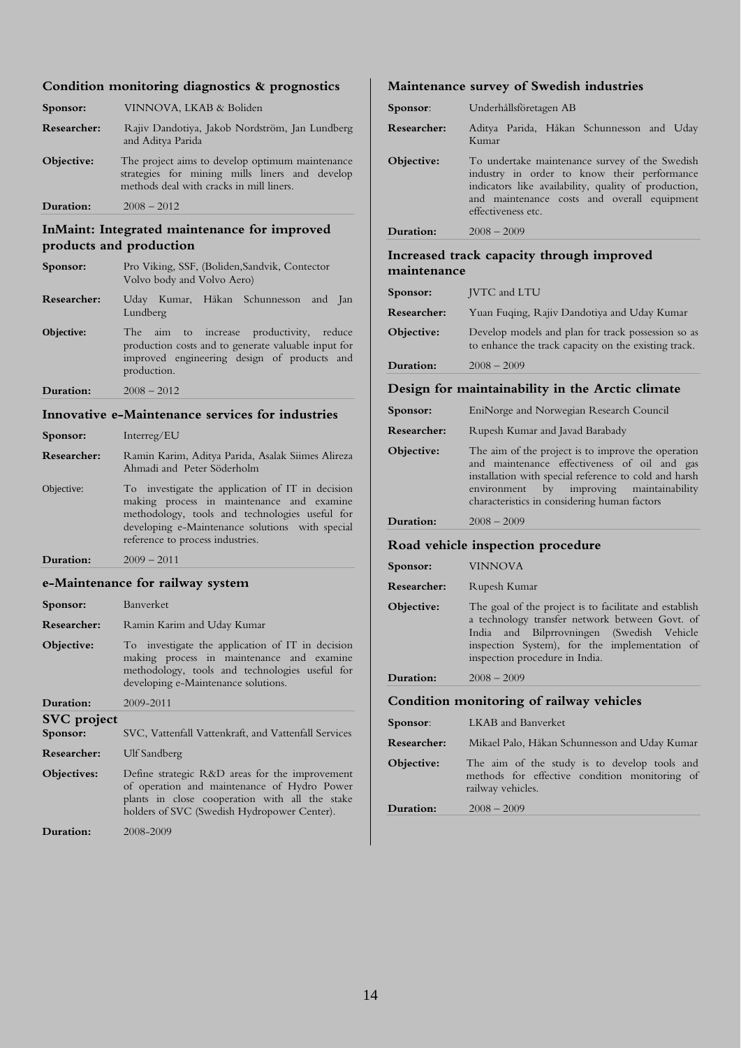### Condition monitoring diagnostics & prognostics

| | |
|---|---|
| **Sponsor:** | VINNOVA, LKAB & Boliden |
| **Researcher:** | Rajiv Dandotiya, Jakob Nordström, Jan Lundberg and Aditya Parida |
| **Objective:** | The project aims to develop optimum maintenance strategies for mining mills liners and develop methods deal with cracks in mill liners. |
| **Duration:** | 2008 – 2012 |

### InMaint: Integrated maintenance for improved products and production

| | |
|---|---|
| **Sponsor:** | Pro Viking, SSF, (Boliden,Sandvik, Contector Volvo body and Volvo Aero) |
| **Researcher:** | Uday Kumar, Håkan Schunnesson and Jan Lundberg |
| **Objective:** | The aim to increase productivity, reduce production costs and to generate valuable input for improved engineering design of products and production. |
| **Duration:** | 2008 – 2012 |

### Innovative e-Maintenance services for industries

| | |
|---|---|
| **Sponsor:** | Interreg/EU |
| **Researcher:** | Ramin Karim, Aditya Parida, Asalak Siimes Alireza Ahmadi and Peter Söderholm |
| Objective: | To investigate the application of IT in decision making process in maintenance and examine methodology, tools and technologies useful for developing e-Maintenance solutions with special reference to process industries. |
| **Duration:** | 2009 – 2011 |

### e-Maintenance for railway system

| | |
|---|---|
| **Sponsor:** | Banverket |
| **Researcher:** | Ramin Karim and Uday Kumar |
| **Objective:** | To investigate the application of IT in decision making process in maintenance and examine methodology, tools and technologies useful for developing e-Maintenance solutions. |
| **Duration:** | 2009-2011 |

### SVC project

| | |
|---|---|
| **Sponsor:** | SVC, Vattenfall Vattenkraft, and Vattenfall Services |
| **Researcher:** | Ulf Sandberg |
| **Objectives:** | Define strategic R&D areas for the improvement of operation and maintenance of Hydro Power plants in close cooperation with all the stake holders of SVC (Swedish Hydropower Center). |
| **Duration:** | 2008-2009 |

### Maintenance survey of Swedish industries

| | |
|---|---|
| **Sponsor**: | Underhållsföretagen AB |
| **Researcher:** | Aditya Parida, Håkan Schunnesson and Uday Kumar |
| **Objective:** | To undertake maintenance survey of the Swedish industry in order to know their performance indicators like availability, quality of production, and maintenance costs and overall equipment effectiveness etc. |
| **Duration:** | 2008 – 2009 |

### Increased track capacity through improved maintenance

| | |
|---|---|
| **Sponsor:** | JVTC and LTU |
| **Researcher:** | Yuan Fuqing, Rajiv Dandotiya and Uday Kumar |
| **Objective:** | Develop models and plan for track possession so as to enhance the track capacity on the existing track. |
| **Duration:** | 2008 – 2009 |

### Design for maintainability in the Arctic climate

| | |
|---|---|
| **Sponsor:** | EniNorge and Norwegian Research Council |
| **Researcher:** | Rupesh Kumar and Javad Barabady |
| **Objective:** | The aim of the project is to improve the operation and maintenance effectiveness of oil and gas installation with special reference to cold and harsh environment by improving maintainability characteristics in considering human factors |
| **Duration:** | 2008 – 2009 |

### Road vehicle inspection procedure

| | |
|---|---|
| **Sponsor:** | VINNOVA |
| **Researcher:** | Rupesh Kumar |
| **Objective:** | The goal of the project is to facilitate and establish a technology transfer network between Govt. of India and Bilprrovningen (Swedish Vehicle inspection System), for the implementation of inspection procedure in India. |
| **Duration:** | 2008 – 2009 |

### Condition monitoring of railway vehicles

| | |
|---|---|
| **Sponsor**: | LKAB and Banverket |
| **Researcher:** | Mikael Palo, Håkan Schunnesson and Uday Kumar |
| **Objective:** | The aim of the study is to develop tools and methods for effective condition monitoring of railway vehicles. |
| **Duration:** | 2008 – 2009 |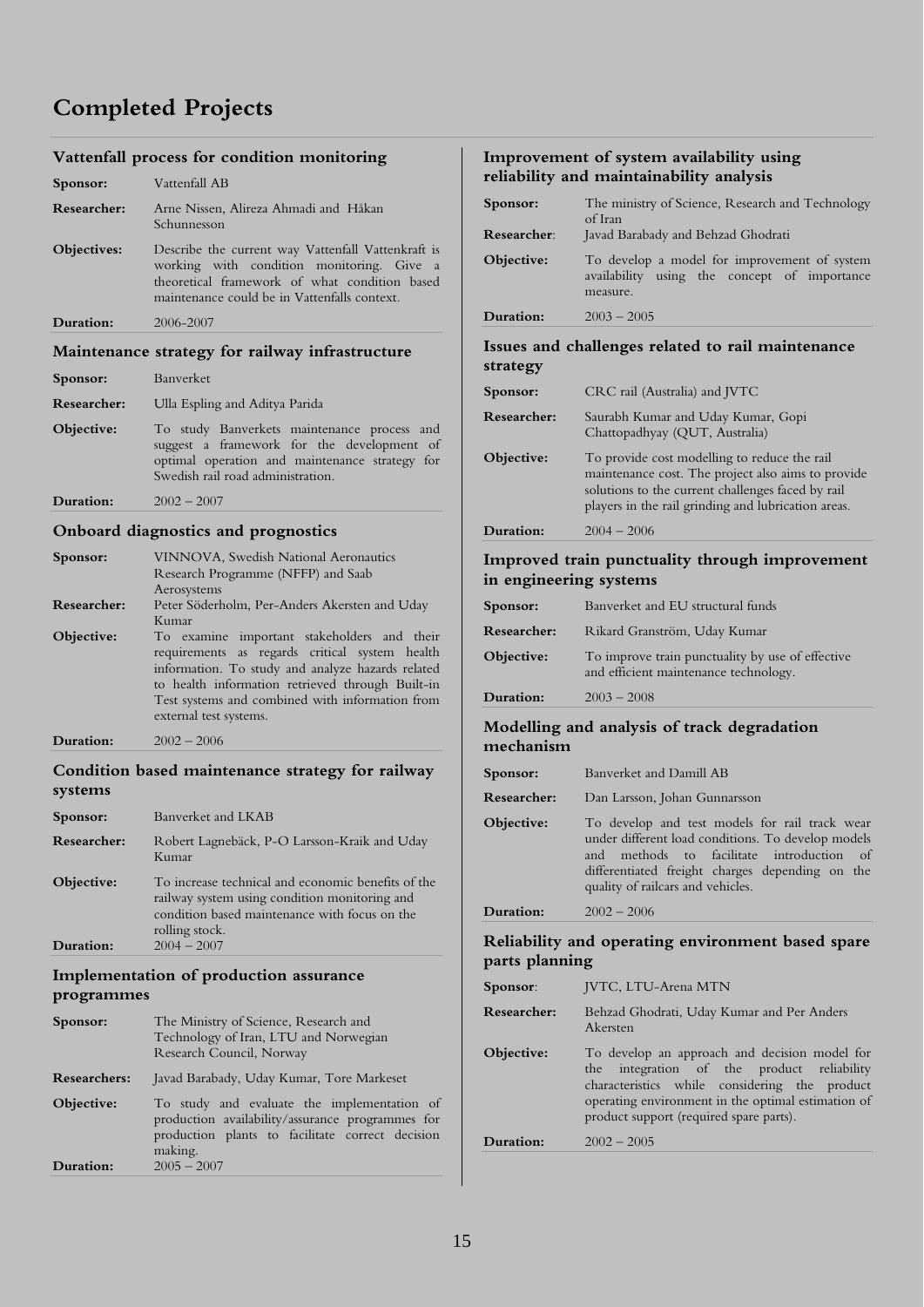# Completed Projects

### Vattenfall process for condition monitoring

**Sponsor:** Vattenfall AB

**Researcher:** Arne Nissen, Alireza Ahmadi and Håkan Schunnesson

**Objectives:** Describe the current way Vattenfall Vattenkraft is working with condition monitoring. Give a theoretical framework of what condition based maintenance could be in Vattenfalls context.

**Duration:** 2006-2007

### Maintenance strategy for railway infrastructure

**Sponsor:** Banverket

**Researcher:** Ulla Espling and Aditya Parida

**Objective:** To study Banverkets maintenance process and suggest a framework for the development of optimal operation and maintenance strategy for Swedish rail road administration.

**Duration:** 2002 – 2007

### Onboard diagnostics and prognostics

**Sponsor:** VINNOVA, Swedish National Aeronautics Research Programme (NFFP) and Saab Aerosystems

**Researcher:** Peter Söderholm, Per-Anders Akersten and Uday Kumar

**Objective:** To examine important stakeholders and their requirements as regards critical system health information. To study and analyze hazards related to health information retrieved through Built-in Test systems and combined with information from external test systems.

**Duration:** 2002 – 2006

### Condition based maintenance strategy for railway systems

**Sponsor:** Banverket and LKAB

**Researcher:** Robert Lagnebäck, P-O Larsson-Kraik and Uday Kumar

**Objective:** To increase technical and economic benefits of the railway system using condition monitoring and condition based maintenance with focus on the rolling stock.

**Duration:** 2004 – 2007

### Implementation of production assurance programmes

**Sponsor:** The Ministry of Science, Research and Technology of Iran, LTU and Norwegian Research Council, Norway

**Researchers:** Javad Barabady, Uday Kumar, Tore Markeset

**Objective:** To study and evaluate the implementation of production availability/assurance programmes for production plants to facilitate correct decision making.

**Duration:** 2005 – 2007

### Improvement of system availability using reliability and maintainability analysis

**Sponsor:** The ministry of Science, Research and Technology of Iran

**Researcher:** Javad Barabady and Behzad Ghodrati

**Objective:** To develop a model for improvement of system availability using the concept of importance measure.

**Duration:** 2003 – 2005

### Issues and challenges related to rail maintenance strategy

**Sponsor:** CRC rail (Australia) and JVTC

**Researcher:** Saurabh Kumar and Uday Kumar, Gopi Chattopadhyay (QUT, Australia)

**Objective:** To provide cost modelling to reduce the rail maintenance cost. The project also aims to provide solutions to the current challenges faced by rail players in the rail grinding and lubrication areas.

**Duration:** 2004 – 2006

### Improved train punctuality through improvement in engineering systems

**Sponsor:** Banverket and EU structural funds

**Researcher:** Rikard Granström, Uday Kumar

**Objective:** To improve train punctuality by use of effective and efficient maintenance technology.

**Duration:** 2003 – 2008

### Modelling and analysis of track degradation mechanism

**Sponsor:** Banverket and Damill AB

**Researcher:** Dan Larsson, Johan Gunnarsson

**Objective:** To develop and test models for rail track wear under different load conditions. To develop models and methods to facilitate introduction of differentiated freight charges depending on the quality of railcars and vehicles.

**Duration:** 2002 – 2006

### Reliability and operating environment based spare parts planning

**Sponsor:** JVTC, LTU-Arena MTN

**Researcher:** Behzad Ghodrati, Uday Kumar and Per Anders Akersten

**Objective:** To develop an approach and decision model for the integration of the product reliability characteristics while considering the product operating environment in the optimal estimation of product support (required spare parts).

**Duration:** 2002 – 2005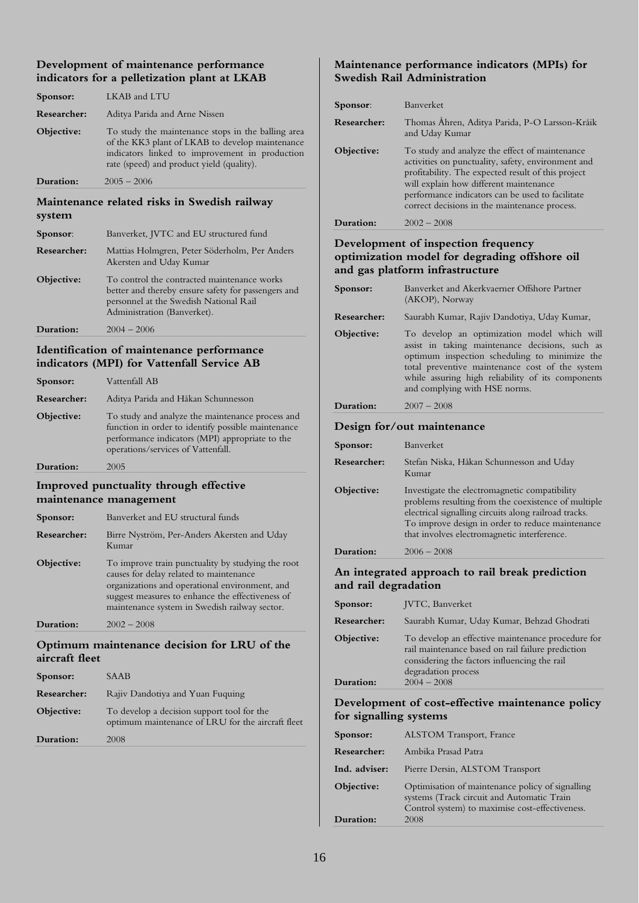### Development of maintenance performance indicators for a pelletization plant at LKAB

| | |
|---|---|
| **Sponsor:** | LKAB and LTU |
| **Researcher:** | Aditya Parida and Arne Nissen |
| **Objective:** | To study the maintenance stops in the balling area of the KK3 plant of LKAB to develop maintenance indicators linked to improvement in production rate (speed) and product yield (quality). |
| **Duration:** | 2005 – 2006 |

### Maintenance related risks in Swedish railway system

| | |
|---|---|
| **Sponsor**: | Banverket, JVTC and EU structured fund |
| **Researcher:** | Mattias Holmgren, Peter Söderholm, Per Anders Akersten and Uday Kumar |
| **Objective:** | To control the contracted maintenance works better and thereby ensure safety for passengers and personnel at the Swedish National Rail Administration (Banverket). |
| **Duration:** | 2004 – 2006 |

### Identification of maintenance performance indicators (MPI) for Vattenfall Service AB

| | |
|---|---|
| **Sponsor:** | Vattenfall AB |
| **Researcher:** | Aditya Parida and Håkan Schunnesson |
| **Objective:** | To study and analyze the maintenance process and function in order to identify possible maintenance performance indicators (MPI) appropriate to the operations/services of Vattenfall. |
| **Duration:** | 2005 |

### Improved punctuality through effective maintenance management

| | |
|---|---|
| **Sponsor:** | Banverket and EU structural funds |
| **Researcher:** | Birre Nyström, Per-Anders Akersten and Uday Kumar |
| **Objective:** | To improve train punctuality by studying the root causes for delay related to maintenance organizations and operational environment, and suggest measures to enhance the effectiveness of maintenance system in Swedish railway sector. |
| **Duration:** | 2002 – 2008 |

### Optimum maintenance decision for LRU of the aircraft fleet

| | |
|---|---|
| **Sponsor:** | SAAB |
| **Researcher:** | Rajiv Dandotiya and Yuan Fuquing |
| **Objective:** | To develop a decision support tool for the optimum maintenance of LRU for the aircraft fleet |
| **Duration:** | 2008 |

### Maintenance performance indicators (MPIs) for Swedish Rail Administration

| | |
|---|---|
| **Sponsor**: | Banverket |
| **Researcher:** | Thomas Åhren, Aditya Parida, P-O Larsson-Kråik and Uday Kumar |
| **Objective:** | To study and analyze the effect of maintenance activities on punctuality, safety, environment and profitability. The expected result of this project will explain how different maintenance performance indicators can be used to facilitate correct decisions in the maintenance process. |
| **Duration:** | 2002 – 2008 |

### Development of inspection frequency optimization model for degrading offshore oil and gas platform infrastructure

| | |
|---|---|
| **Sponsor:** | Banverket and Akerkvaerner Offshore Partner (AKOP), Norway |
| **Researcher:** | Saurabh Kumar, Rajiv Dandotiya, Uday Kumar, |
| **Objective:** | To develop an optimization model which will assist in taking maintenance decisions, such as optimum inspection scheduling to minimize the total preventive maintenance cost of the system while assuring high reliability of its components and complying with HSE norms. |
| **Duration:** | 2007 – 2008 |

### Design for/out maintenance

| | |
|---|---|
| **Sponsor:** | Banverket |
| **Researcher:** | Stefan Niska, Håkan Schunnesson and Uday Kumar |
| **Objective:** | Investigate the electromagnetic compatibility problems resulting from the coexistence of multiple electrical signalling circuits along railroad tracks. To improve design in order to reduce maintenance that involves electromagnetic interference. |
| **Duration:** | 2006 – 2008 |

### An integrated approach to rail break prediction and rail degradation

| | |
|---|---|
| **Sponsor:** | JVTC, Banverket |
| **Researcher:** | Saurabh Kumar, Uday Kumar, Behzad Ghodrati |
| **Objective:** | To develop an effective maintenance procedure for rail maintenance based on rail failure prediction considering the factors influencing the rail degradation process |
| **Duration:** | 2004 – 2008 |

### Development of cost-effective maintenance policy for signalling systems

| | |
|---|---|
| **Sponsor:** | ALSTOM Transport, France |
| **Researcher:** | Ambika Prasad Patra |
| **Ind. adviser:** | Pierre Dersin, ALSTOM Transport |
| **Objective:** | Optimisation of maintenance policy of signalling systems (Track circuit and Automatic Train Control system) to maximise cost-effectiveness. |
| **Duration:** | 2008 |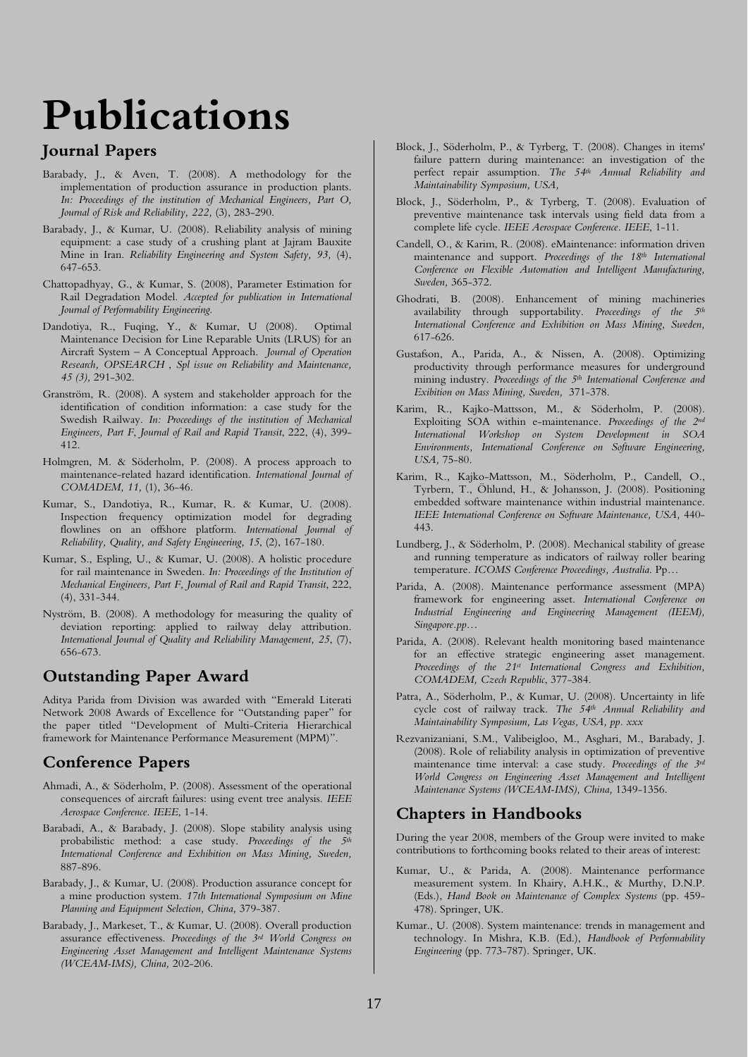# Publications

## Journal Papers

Barabady, J., & Aven, T. (2008). A methodology for the implementation of production assurance in production plants. *In: Proceedings of the institution of Mechanical Engineers, Part O, Journal of Risk and Reliability, 222,* (3), 283-290.

Barabady, J., & Kumar, U. (2008). Reliability analysis of mining equipment: a case study of a crushing plant at Jajram Bauxite Mine in Iran. *Reliability Engineering and System Safety, 93,* (4), 647-653.

Chattopadhyay, G., & Kumar, S. (2008), Parameter Estimation for Rail Degradation Model. *Accepted for publication in International Journal of Performability Engineering.*

Dandotiya, R., Fuqing, Y., & Kumar, U (2008). Optimal Maintenance Decision for Line Reparable Units (LRUS) for an Aircraft System – A Conceptual Approach. *Journal of Operation Research, OPSEARCH , Spl issue on Reliability and Maintenance, 45 (3),* 291-302.

Granström, R. (2008). A system and stakeholder approach for the identification of condition information: a case study for the Swedish Railway. *In: Proceedings of the institution of Mechanical Engineers, Part F, Journal of Rail and Rapid Transit*, 222, (4), 399-412.

Holmgren, M. & Söderholm, P. (2008). A process approach to maintenance-related hazard identification. *International Journal of COMADEM, 11,* (1), 36-46.

Kumar, S., Dandotiya, R., Kumar, R. & Kumar, U. (2008). Inspection frequency optimization model for degrading flowlines on an offshore platform. *International Journal of Reliability, Quality, and Safety Engineering, 15*, (2), 167-180.

Kumar, S., Espling, U., & Kumar, U. (2008). A holistic procedure for rail maintenance in Sweden. *In: Proceedings of the Institution of Mechanical Engineers, Part F, Journal of Rail and Rapid Transit*, 222, (4), 331-344.

Nyström, B. (2008). A methodology for measuring the quality of deviation reporting: applied to railway delay attribution. *International Journal of Quality and Reliability Management, 25*, (7), 656-673.

## Outstanding Paper Award

Aditya Parida from Division was awarded with "Emerald Literati Network 2008 Awards of Excellence for "Outstanding paper" for the paper titled "Development of Multi-Criteria Hierarchical framework for Maintenance Performance Measurement (MPM)".

## Conference Papers

Ahmadi, A., & Söderholm, P. (2008). Assessment of the operational consequences of aircraft failures: using event tree analysis. *IEEE Aerospace Conference. IEEE*, 1-14.

Barabadi, A., & Barabady, J. (2008). Slope stability analysis using probabilistic method: a case study. *Proceedings of the 5th International Conference and Exhibition on Mass Mining, Sweden,* 887-896.

Barabady, J., & Kumar, U. (2008). Production assurance concept for a mine production system. *17th International Symposium on Mine Planning and Equipment Selection, China,* 379-387.

Barabady, J., Markeset, T., & Kumar, U. (2008). Overall production assurance effectiveness. *Proceedings of the 3rd World Congress on Engineering Asset Management and Intelligent Maintenance Systems (WCEAM-IMS), China,* 202-206.

Block, J., Söderholm, P., & Tyrberg, T. (2008). Changes in items' failure pattern during maintenance: an investigation of the perfect repair assumption. *The 54th Annual Reliability and Maintainability Symposium, USA,*

Block, J., Söderholm, P., & Tyrberg, T. (2008). Evaluation of preventive maintenance task intervals using field data from a complete life cycle. *IEEE Aerospace Conference. IEEE*, 1-11.

Candell, O., & Karim, R. (2008). eMaintenance: information driven maintenance and support. *Proceedings of the 18th International Conference on Flexible Automation and Intelligent Manufacturing, Sweden,* 365-372.

Ghodrati, B. (2008). Enhancement of mining machineries availability through supportability. *Proceedings of the 5th International Conference and Exhibition on Mass Mining, Sweden,* 617-626.

Gustafson, A., Parida, A., & Nissen, A. (2008). Optimizing productivity through performance measures for underground mining industry. *Proceedings of the 5th International Conference and Exibition on Mass Mining, Sweden,* 371-378.

Karim, R., Kajko-Mattsson, M., & Söderholm, P. (2008). Exploiting SOA within e-maintenance. *Proceedings of the 2nd International Workshop on System Development in SOA Environments, International Conference on Software Engineering, USA,* 75-80.

Karim, R., Kajko-Mattsson, M., Söderholm, P., Candell, O., Tyrbern, T., Öhlund, H., & Johansson, J. (2008). Positioning embedded software maintenance within industrial maintenance. *IEEE International Conference on Software Maintenance, USA,* 440-443.

Lundberg, J., & Söderholm, P. (2008). Mechanical stability of grease and running temperature as indicators of railway roller bearing temperature. *ICOMS Conference Proceedings, Australia.* Pp…

Parida, A. (2008). Maintenance performance assessment (MPA) framework for engineering asset. *International Conference on Industrial Engineering and Engineering Management (IEEM), Singapore.pp…*

Parida, A. (2008). Relevant health monitoring based maintenance for an effective strategic engineering asset management. *Proceedings of the 21st International Congress and Exhibition, COMADEM, Czech Republic*, 377-384.

Patra, A., Söderholm, P., & Kumar, U. (2008). Uncertainty in life cycle cost of railway track. *The 54th Annual Reliability and Maintainability Symposium, Las Vegas, USA, pp. xxx*

Rezvanizaniani, S.M., Valibeigloo, M., Asghari, M., Barabady, J. (2008). Role of reliability analysis in optimization of preventive maintenance time interval: a case study. *Proceedings of the 3rd World Congress on Engineering Asset Management and Intelligent Maintenance Systems (WCEAM-IMS), China,* 1349-1356.

## Chapters in Handbooks

During the year 2008, members of the Group were invited to make contributions to forthcoming books related to their areas of interest:

Kumar, U., & Parida, A. (2008). Maintenance performance measurement system. In Khairy, A.H.K., & Murthy, D.N.P. (Eds.), *Hand Book on Maintenance of Complex Systems* (pp. 459-478). Springer, UK.

Kumar., U. (2008). System maintenance: trends in management and technology. In Mishra, K.B. (Ed.), *Handbook of Performability Engineering* (pp. 773-787). Springer, UK.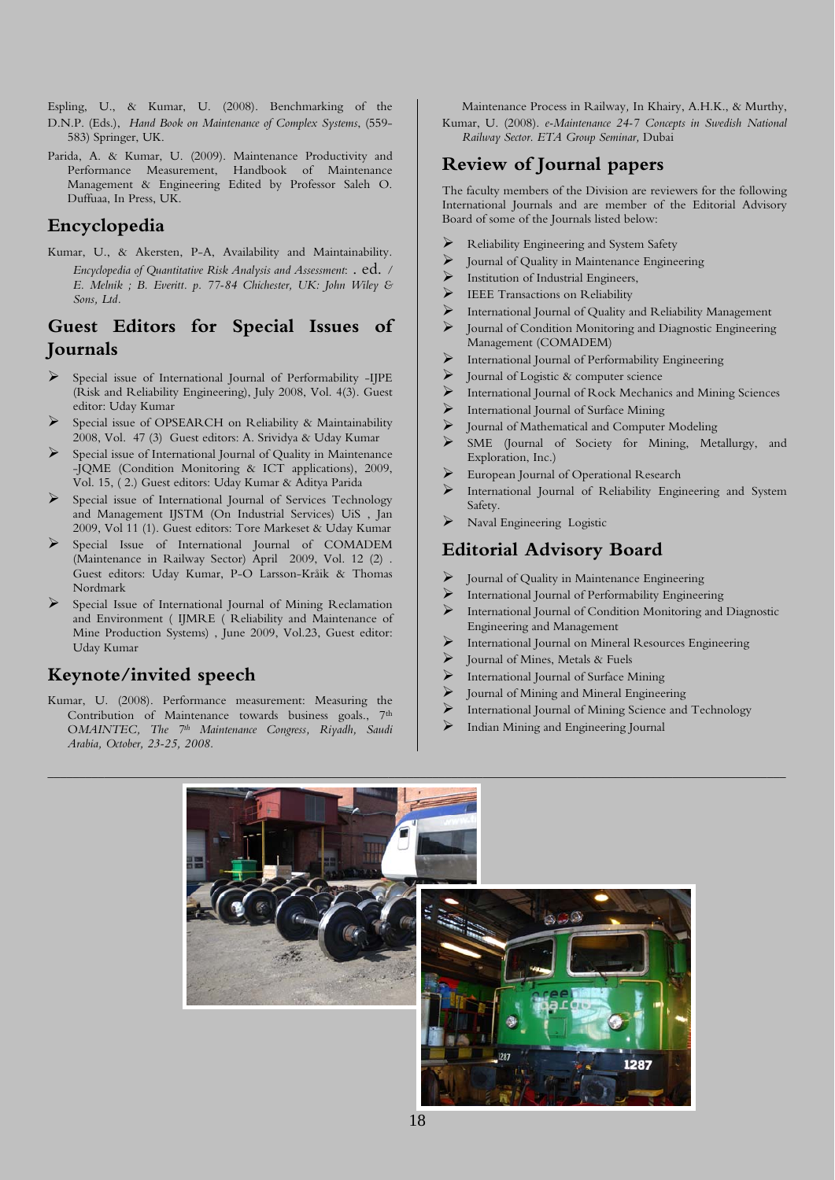Espling, U., & Kumar, U. (2008). Benchmarking of the D.N.P. (Eds.), *Hand Book on Maintenance of Complex Systems*, (559-583) Springer, UK.

Parida, A. & Kumar, U. (2009). Maintenance Productivity and Performance Measurement, Handbook of Maintenance Management & Engineering Edited by Professor Saleh O. Duffuaa, In Press, UK.

## Encyclopedia

Kumar, U., & Akersten, P-A, Availability and Maintainability. *Encyclopedia of Quantitative Risk Analysis and Assessment*: . ed. / *E. Melnik ; B. Everitt. p. 77-84 Chichester, UK: John Wiley & Sons, Ltd.*

## Guest Editors for Special Issues of Journals

- Special issue of International Journal of Performability -IJPE (Risk and Reliability Engineering), July 2008, Vol. 4(3). Guest editor: Uday Kumar
- Special issue of OPSEARCH on Reliability & Maintainability 2008, Vol. 47 (3) Guest editors: A. Srividya & Uday Kumar
- Special issue of International Journal of Quality in Maintenance -JQME (Condition Monitoring & ICT applications), 2009, Vol. 15, ( 2.) Guest editors: Uday Kumar & Aditya Parida
- Special issue of International Journal of Services Technology and Management IJSTM (On Industrial Services) UiS , Jan 2009, Vol 11 (1). Guest editors: Tore Markeset & Uday Kumar
- Special Issue of International Journal of COMADEM (Maintenance in Railway Sector) April 2009, Vol. 12 (2) . Guest editors: Uday Kumar, P-O Larsson-Kråik & Thomas Nordmark
- Special Issue of International Journal of Mining Reclamation and Environment ( IJMRE ( Reliability and Maintenance of Mine Production Systems) , June 2009, Vol.23, Guest editor: Uday Kumar

## Keynote/invited speech

Kumar, U. (2008). Performance measurement: Measuring the Contribution of Maintenance towards business goals., 7th O*MAINTEC, The 7th Maintenance Congress, Riyadh, Saudi Arabia, October, 23-25, 2008.*

Maintenance Process in Railway, In Khairy, A.H.K., & Murthy,

Kumar, U. (2008). *e-Maintenance 24-7 Concepts in Swedish National Railway Sector. ETA Group Seminar,* Dubai

## Review of Journal papers

The faculty members of the Division are reviewers for the following International Journals and are member of the Editorial Advisory Board of some of the Journals listed below:

- Reliability Engineering and System Safety
- Journal of Quality in Maintenance Engineering
- Institution of Industrial Engineers,
- IEEE Transactions on Reliability
- International Journal of Quality and Reliability Management
- Journal of Condition Monitoring and Diagnostic Engineering Management (COMADEM)
- International Journal of Performability Engineering
- Journal of Logistic & computer science
- International Journal of Rock Mechanics and Mining Sciences
- International Journal of Surface Mining
- Journal of Mathematical and Computer Modeling
- SME (Journal of Society for Mining, Metallurgy, and Exploration, Inc.)
- European Journal of Operational Research
- International Journal of Reliability Engineering and System Safety.
- Naval Engineering Logistic

## Editorial Advisory Board

- Journal of Quality in Maintenance Engineering
- International Journal of Performability Engineering
- International Journal of Condition Monitoring and Diagnostic Engineering and Management
- International Journal on Mineral Resources Engineering
- Journal of Mines, Metals & Fuels
- International Journal of Surface Mining
- Journal of Mining and Mineral Engineering
- International Journal of Mining Science and Technology
- Indian Mining and Engineering Journal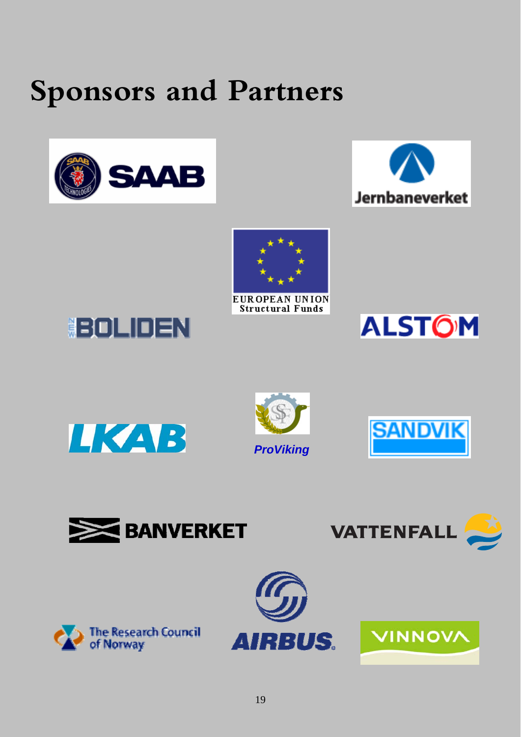# Sponsors and Partners

SAAB

Jernbaneverket

EUROPEAN UNION
Structural Funds

BOLIDEN

ALSTOM

LKAB

ProViking

SANDVIK

BANVERKET

VATTENFALL

The Research Council of Norway

AIRBUS

VINNOVA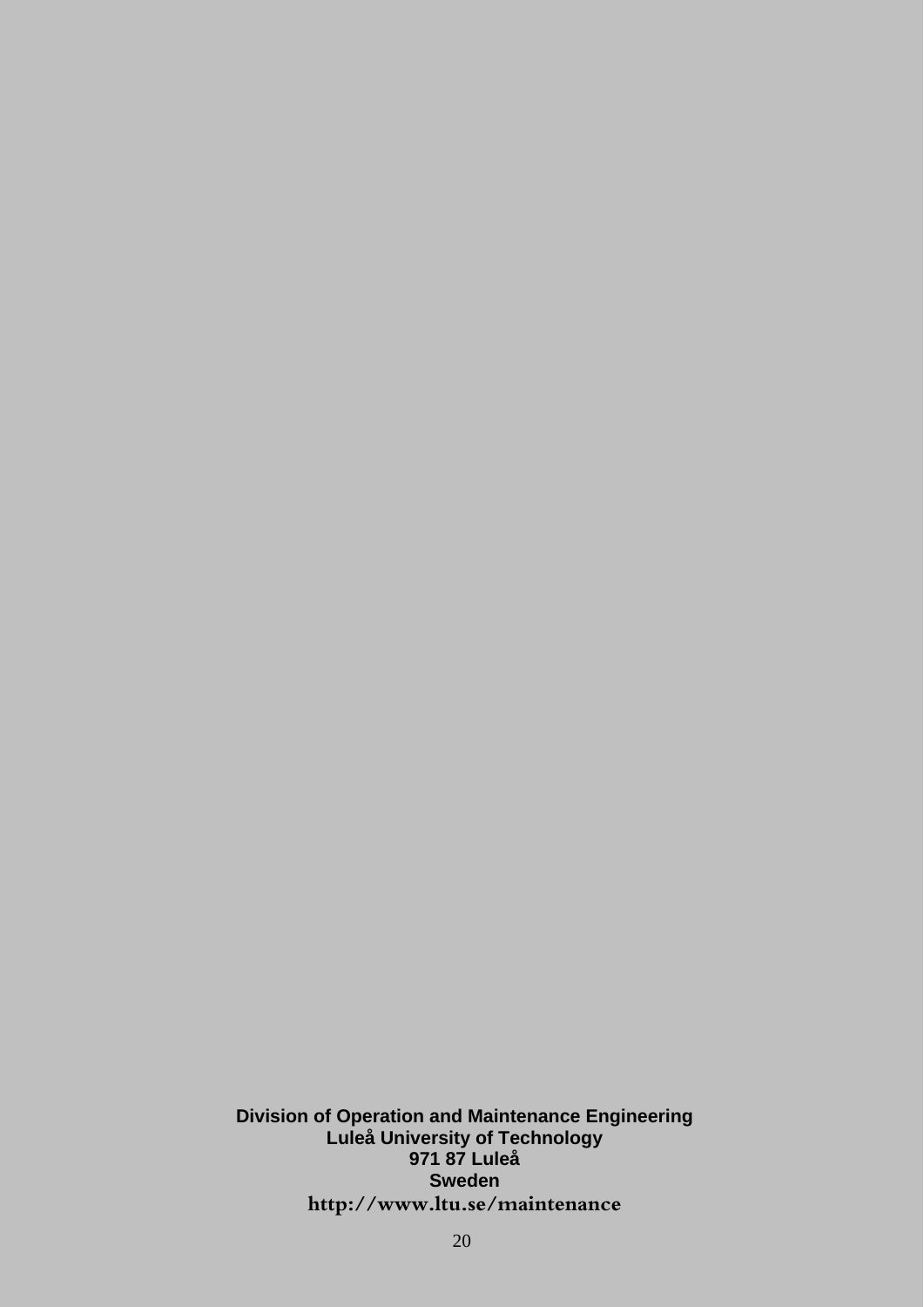**Division of Operation and Maintenance Engineering**
**Luleå University of Technology**
**971 87 Luleå**
**Sweden**
**http://www.ltu.se/maintenance**